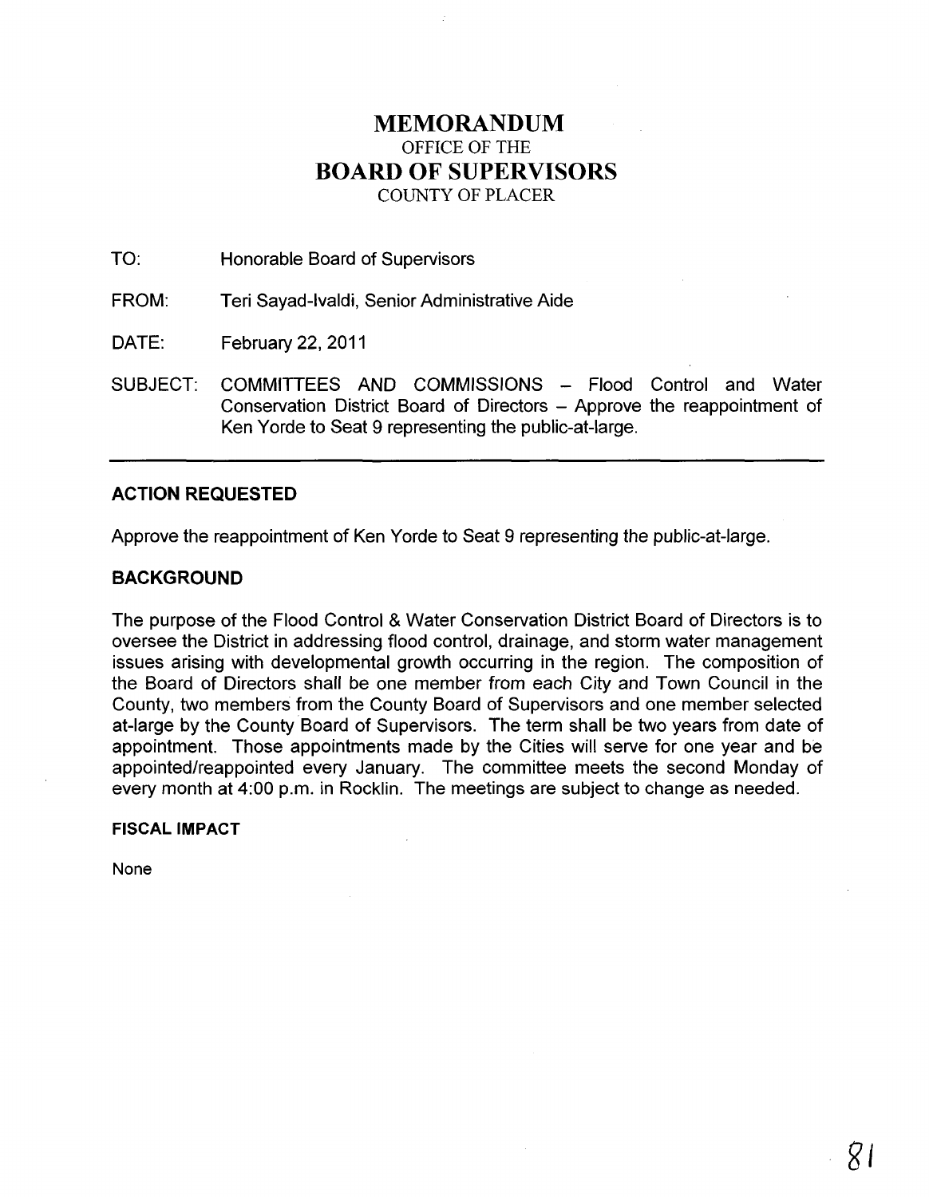# MEMORANDUM

OFFICE OF THE

# BOARD OF SUPERVISORS

COUNTY OF PLACER

TO: Honorable Board of Supervisors

FROM: Teri Sayad-Ivaldi, Senior Administrative Aide

DATE: February 22, 2011

SUBJECT: COMMITTEES AND COMMISSIONS – Flood Control and Water Conservation District Board of Directors – Approve the reappointment of Ken Yorde to Seat 9 representing the public-at-large.

---

## ACTION REQUESTED

Approve the reappointment of Ken Yorde to Seat 9 representing the public-at-large.

## BACKGROUND

The purpose of the Flood Control & Water Conservation District Board of Directors is to oversee the District in addressing flood control, drainage, and storm water management issues arising with developmental growth occurring in the region. The composition of the Board of Directors shall be one member from each City and Town Council in the County, two members from the County Board of Supervisors and one member selected at-large by the County Board of Supervisors. The term shall be two years from date of appointment. Those appointments made by the Cities will serve for one year and be appointed/reappointed every January. The committee meets the second Monday of every month at 4:00 p.m. in Rocklin. The meetings are subject to change as needed.

### FISCAL IMPACT

None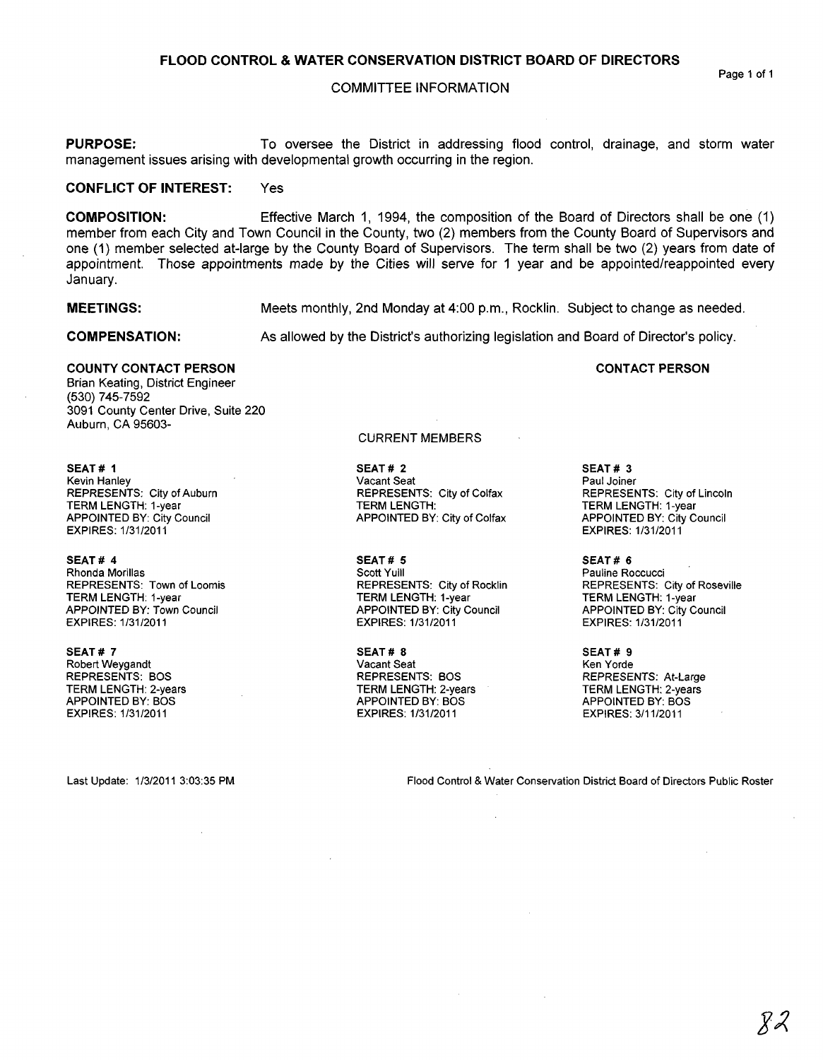# FLOOD CONTROL & WATER CONSERVATION DISTRICT BOARD OF DIRECTORS

## COMMITTEE INFORMATION

**PURPOSE:** To oversee the District in addressing flood control, drainage, and storm water management issues arising with developmental growth occurring in the region.

**CONFLICT OF INTEREST:** Yes

**COMPOSITION:** Effective March 1, 1994, the composition of the Board of Directors shall be one (1) member from each City and Town Council in the County, two (2) members from the County Board of Supervisors and one (1) member selected at-large by the County Board of Supervisors. The term shall be two (2) years from date of appointment. Those appointments made by the Cities will serve for 1 year and be appointed/reappointed every January.

**MEETINGS:** Meets monthly, 2nd Monday at 4:00 p.m., Rocklin. Subject to change as needed.

**COMPENSATION:** As allowed by the District's authorizing legislation and Board of Director's policy.

**COUNTY CONTACT PERSON**
Brian Keating, District Engineer
(530) 745-7592
3091 County Center Drive, Suite 220
Auburn, CA 95603-

**CONTACT PERSON**

CURRENT MEMBERS

**SEAT # 1**
Kevin Hanley
REPRESENTS: City of Auburn
TERM LENGTH: 1-year
APPOINTED BY: City Council
EXPIRES: 1/31/2011

**SEAT # 2**
Vacant Seat
REPRESENTS: City of Colfax
TERM LENGTH:
APPOINTED BY: City of Colfax

**SEAT # 3**
Paul Joiner
REPRESENTS: City of Lincoln
TERM LENGTH: 1-year
APPOINTED BY: City Council
EXPIRES: 1/31/2011

**SEAT # 4**
Rhonda Morillas
REPRESENTS: Town of Loomis
TERM LENGTH: 1-year
APPOINTED BY: Town Council
EXPIRES: 1/31/2011

**SEAT # 5**
Scott Yuill
REPRESENTS: City of Rocklin
TERM LENGTH: 1-year
APPOINTED BY: City Council
EXPIRES: 1/31/2011

**SEAT # 6**
Pauline Roccucci
REPRESENTS: City of Roseville
TERM LENGTH: 1-year
APPOINTED BY: City Council
EXPIRES: 1/31/2011

**SEAT # 7**
Robert Weygandt
REPRESENTS: BOS
TERM LENGTH: 2-years
APPOINTED BY: BOS
EXPIRES: 1/31/2011

**SEAT # 8**
Vacant Seat
REPRESENTS: BOS
TERM LENGTH: 2-years
APPOINTED BY: BOS
EXPIRES: 1/31/2011

**SEAT # 9**
Ken Yorde
REPRESENTS: At-Large
TERM LENGTH: 2-years
APPOINTED BY: BOS
EXPIRES: 3/11/2011

Last Update: 1/3/2011 3:03:35 PM

Flood Control & Water Conservation District Board of Directors Public Roster